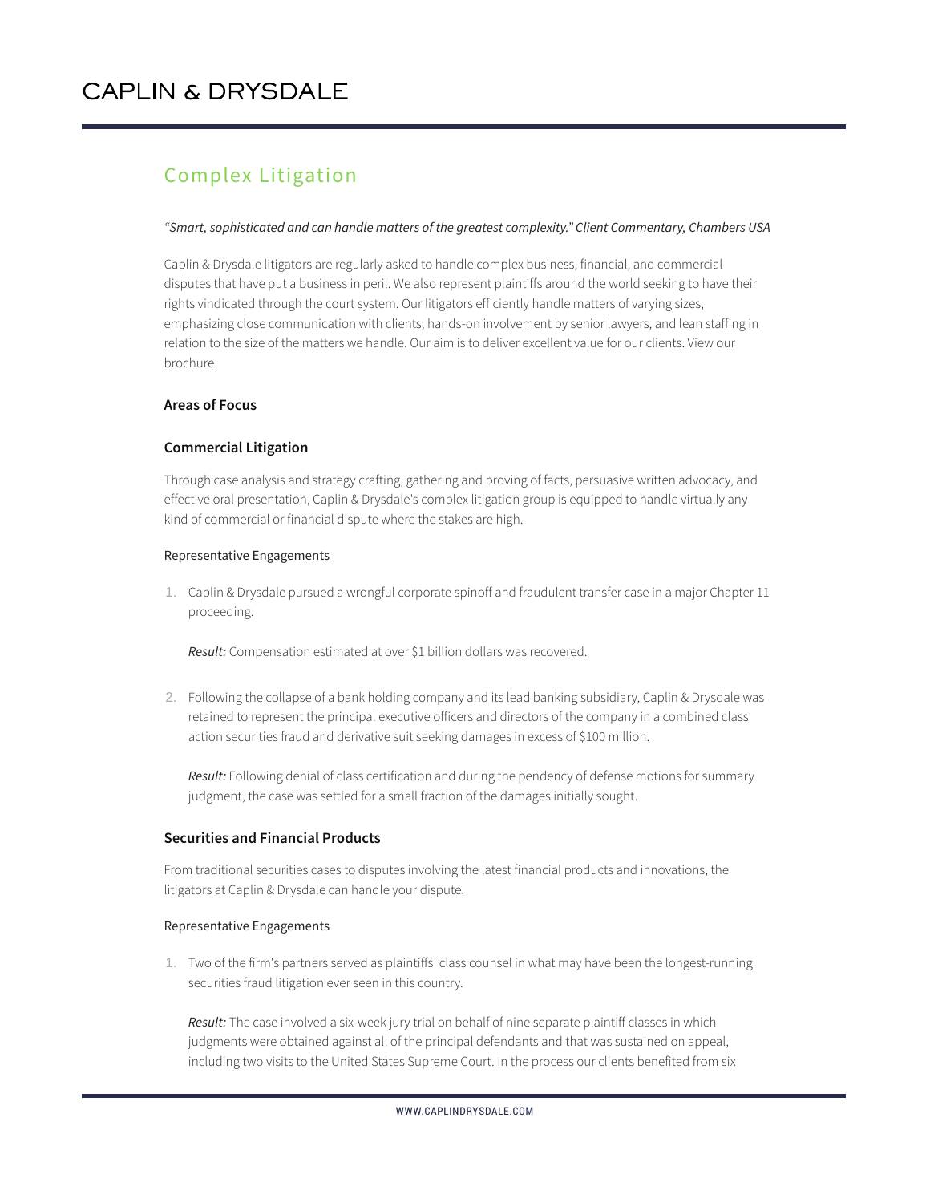# CAPLIN & DRYSDALE

## Complex Litigation

*"Smart, sophisticated and can handle matters of the greatest complexity." Client Commentary, Chambers USA*

Caplin & Drysdale litigators are regularly asked to handle complex business, financial, and commercial disputes that have put a business in peril. We also represent plaintiffs around the world seeking to have their rights vindicated through the court system. Our litigators efficiently handle matters of varying sizes, emphasizing close communication with clients, hands-on involvement by senior lawyers, and lean staffing in relation to the size of the matters we handle. Our aim is to deliver excellent value for our clients. View our brochure.

### Areas of Focus

### Commercial Litigation

Through case analysis and strategy crafting, gathering and proving of facts, persuasive written advocacy, and effective oral presentation, Caplin & Drysdale's complex litigation group is equipped to handle virtually any kind of commercial or financial dispute where the stakes are high.

Representative Engagements

1. Caplin & Drysdale pursued a wrongful corporate spinoff and fraudulent transfer case in a major Chapter 11 proceeding.

   *Result:* Compensation estimated at over $1 billion dollars was recovered.

2. Following the collapse of a bank holding company and its lead banking subsidiary, Caplin & Drysdale was retained to represent the principal executive officers and directors of the company in a combined class action securities fraud and derivative suit seeking damages in excess of $100 million.

   *Result:* Following denial of class certification and during the pendency of defense motions for summary judgment, the case was settled for a small fraction of the damages initially sought.

### Securities and Financial Products

From traditional securities cases to disputes involving the latest financial products and innovations, the litigators at Caplin & Drysdale can handle your dispute.

Representative Engagements

1. Two of the firm's partners served as plaintiffs' class counsel in what may have been the longest-running securities fraud litigation ever seen in this country.

   *Result:* The case involved a six-week jury trial on behalf of nine separate plaintiff classes in which judgments were obtained against all of the principal defendants and that was sustained on appeal, including two visits to the United States Supreme Court. In the process our clients benefited from six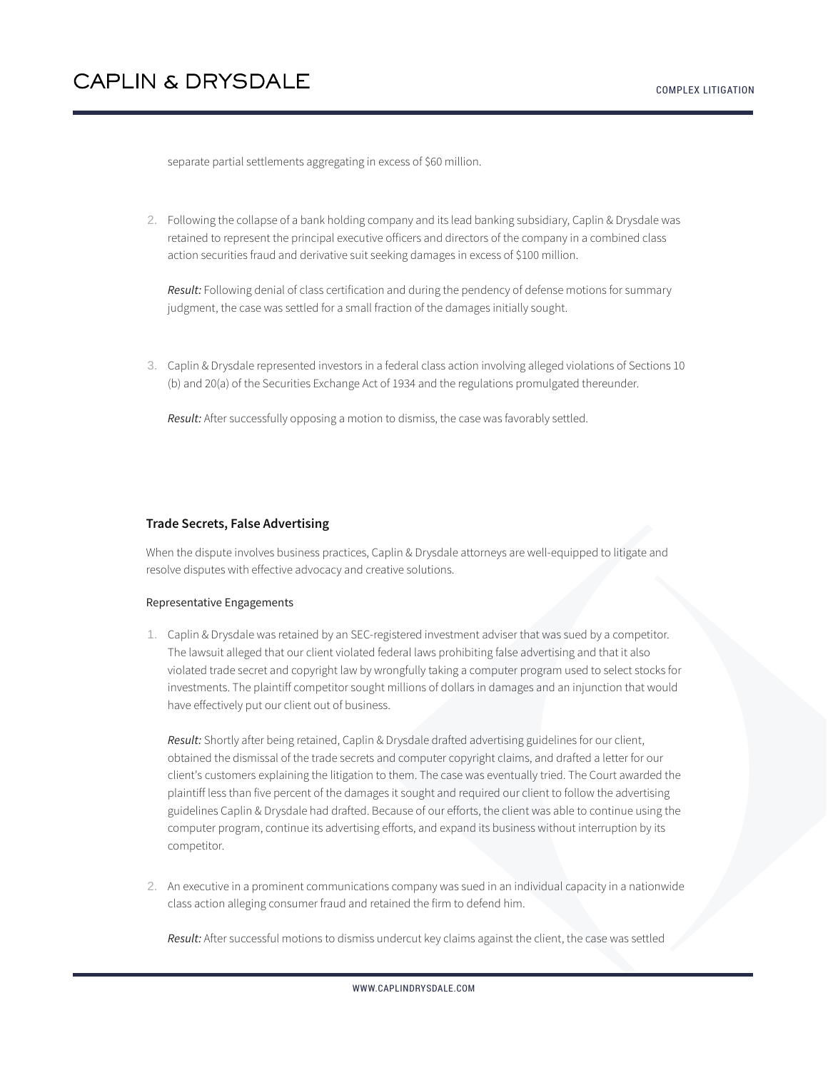separate partial settlements aggregating in excess of $60 million.

2. Following the collapse of a bank holding company and its lead banking subsidiary, Caplin & Drysdale was retained to represent the principal executive officers and directors of the company in a combined class action securities fraud and derivative suit seeking damages in excess of $100 million.

   *Result:* Following denial of class certification and during the pendency of defense motions for summary judgment, the case was settled for a small fraction of the damages initially sought.

3. Caplin & Drysdale represented investors in a federal class action involving alleged violations of Sections 10 (b) and 20(a) of the Securities Exchange Act of 1934 and the regulations promulgated thereunder.

   *Result:* After successfully opposing a motion to dismiss, the case was favorably settled.

### Trade Secrets, False Advertising

When the dispute involves business practices, Caplin & Drysdale attorneys are well-equipped to litigate and resolve disputes with effective advocacy and creative solutions.

Representative Engagements

1. Caplin & Drysdale was retained by an SEC-registered investment adviser that was sued by a competitor. The lawsuit alleged that our client violated federal laws prohibiting false advertising and that it also violated trade secret and copyright law by wrongfully taking a computer program used to select stocks for investments. The plaintiff competitor sought millions of dollars in damages and an injunction that would have effectively put our client out of business.

   *Result:* Shortly after being retained, Caplin & Drysdale drafted advertising guidelines for our client, obtained the dismissal of the trade secrets and computer copyright claims, and drafted a letter for our client's customers explaining the litigation to them. The case was eventually tried. The Court awarded the plaintiff less than five percent of the damages it sought and required our client to follow the advertising guidelines Caplin & Drysdale had drafted. Because of our efforts, the client was able to continue using the computer program, continue its advertising efforts, and expand its business without interruption by its competitor.

2. An executive in a prominent communications company was sued in an individual capacity in a nationwide class action alleging consumer fraud and retained the firm to defend him.

   *Result:* After successful motions to dismiss undercut key claims against the client, the case was settled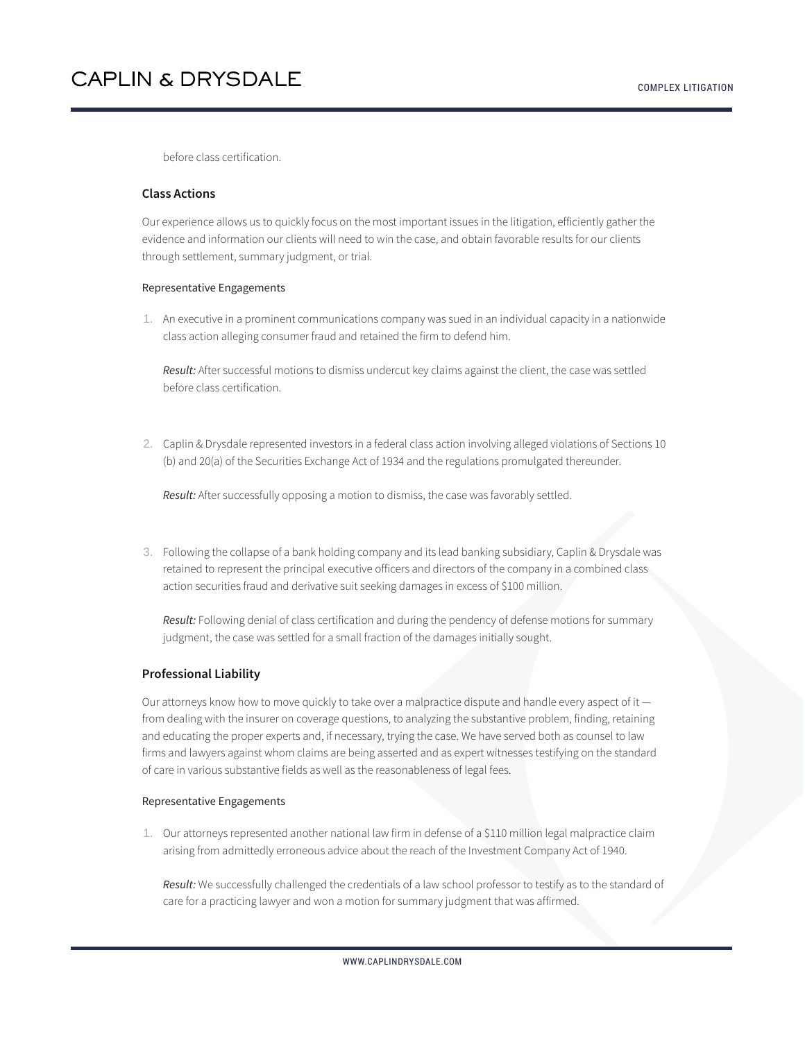before class certification.

### Class Actions

Our experience allows us to quickly focus on the most important issues in the litigation, efficiently gather the evidence and information our clients will need to win the case, and obtain favorable results for our clients through settlement, summary judgment, or trial.

#### Representative Engagements

1. An executive in a prominent communications company was sued in an individual capacity in a nationwide class action alleging consumer fraud and retained the firm to defend him.

   *Result:* After successful motions to dismiss undercut key claims against the client, the case was settled before class certification.

2. Caplin & Drysdale represented investors in a federal class action involving alleged violations of Sections 10 (b) and 20(a) of the Securities Exchange Act of 1934 and the regulations promulgated thereunder.

   *Result:* After successfully opposing a motion to dismiss, the case was favorably settled.

3. Following the collapse of a bank holding company and its lead banking subsidiary, Caplin & Drysdale was retained to represent the principal executive officers and directors of the company in a combined class action securities fraud and derivative suit seeking damages in excess of $100 million.

   *Result:* Following denial of class certification and during the pendency of defense motions for summary judgment, the case was settled for a small fraction of the damages initially sought.

### Professional Liability

Our attorneys know how to move quickly to take over a malpractice dispute and handle every aspect of it — from dealing with the insurer on coverage questions, to analyzing the substantive problem, finding, retaining and educating the proper experts and, if necessary, trying the case. We have served both as counsel to law firms and lawyers against whom claims are being asserted and as expert witnesses testifying on the standard of care in various substantive fields as well as the reasonableness of legal fees.

#### Representative Engagements

1. Our attorneys represented another national law firm in defense of a $110 million legal malpractice claim arising from admittedly erroneous advice about the reach of the Investment Company Act of 1940.

   *Result:* We successfully challenged the credentials of a law school professor to testify as to the standard of care for a practicing lawyer and won a motion for summary judgment that was affirmed.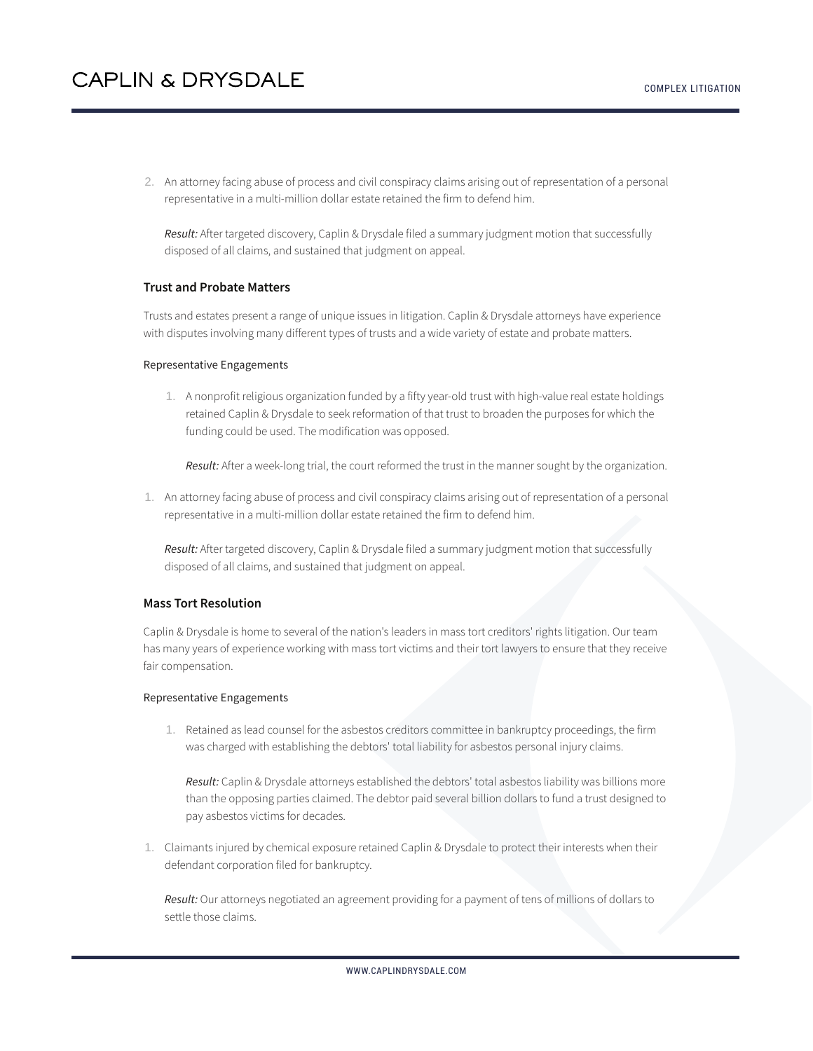2. An attorney facing abuse of process and civil conspiracy claims arising out of representation of a personal representative in a multi-million dollar estate retained the firm to defend him.

   *Result:* After targeted discovery, Caplin & Drysdale filed a summary judgment motion that successfully disposed of all claims, and sustained that judgment on appeal.

### Trust and Probate Matters

Trusts and estates present a range of unique issues in litigation. Caplin & Drysdale attorneys have experience with disputes involving many different types of trusts and a wide variety of estate and probate matters.

Representative Engagements

1. A nonprofit religious organization funded by a fifty year-old trust with high-value real estate holdings retained Caplin & Drysdale to seek reformation of that trust to broaden the purposes for which the funding could be used. The modification was opposed.

   *Result:* After a week-long trial, the court reformed the trust in the manner sought by the organization.

1. An attorney facing abuse of process and civil conspiracy claims arising out of representation of a personal representative in a multi-million dollar estate retained the firm to defend him.

   *Result:* After targeted discovery, Caplin & Drysdale filed a summary judgment motion that successfully disposed of all claims, and sustained that judgment on appeal.

### Mass Tort Resolution

Caplin & Drysdale is home to several of the nation's leaders in mass tort creditors' rights litigation. Our team has many years of experience working with mass tort victims and their tort lawyers to ensure that they receive fair compensation.

Representative Engagements

1. Retained as lead counsel for the asbestos creditors committee in bankruptcy proceedings, the firm was charged with establishing the debtors' total liability for asbestos personal injury claims.

   *Result:* Caplin & Drysdale attorneys established the debtors' total asbestos liability was billions more than the opposing parties claimed. The debtor paid several billion dollars to fund a trust designed to pay asbestos victims for decades.

1. Claimants injured by chemical exposure retained Caplin & Drysdale to protect their interests when their defendant corporation filed for bankruptcy.

   *Result:* Our attorneys negotiated an agreement providing for a payment of tens of millions of dollars to settle those claims.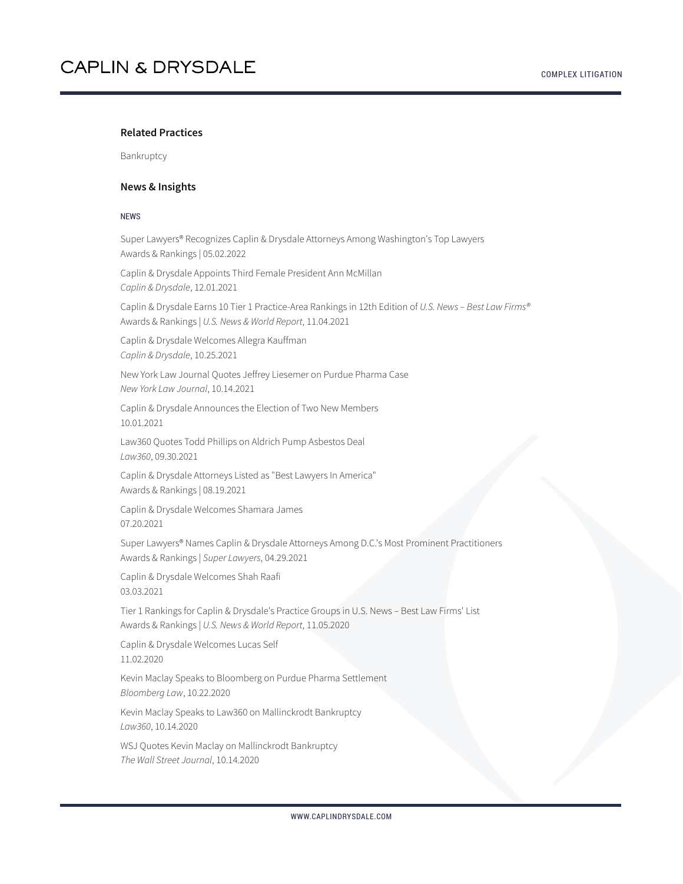### Related Practices

Bankruptcy

### News & Insights

NEWS

Super Lawyers® Recognizes Caplin & Drysdale Attorneys Among Washington's Top Lawyers
Awards & Rankings | 05.02.2022

Caplin & Drysdale Appoints Third Female President Ann McMillan
*Caplin & Drysdale*, 12.01.2021

Caplin & Drysdale Earns 10 Tier 1 Practice-Area Rankings in 12th Edition of *U.S. News – Best Law Firms®*
Awards & Rankings | *U.S. News & World Report*, 11.04.2021

Caplin & Drysdale Welcomes Allegra Kauffman
*Caplin & Drysdale*, 10.25.2021

New York Law Journal Quotes Jeffrey Liesemer on Purdue Pharma Case
*New York Law Journal*, 10.14.2021

Caplin & Drysdale Announces the Election of Two New Members
10.01.2021

Law360 Quotes Todd Phillips on Aldrich Pump Asbestos Deal
*Law360*, 09.30.2021

Caplin & Drysdale Attorneys Listed as "Best Lawyers In America"
Awards & Rankings | 08.19.2021

Caplin & Drysdale Welcomes Shamara James
07.20.2021

Super Lawyers® Names Caplin & Drysdale Attorneys Among D.C.'s Most Prominent Practitioners
Awards & Rankings | *Super Lawyers*, 04.29.2021

Caplin & Drysdale Welcomes Shah Raafi
03.03.2021

Tier 1 Rankings for Caplin & Drysdale's Practice Groups in U.S. News – Best Law Firms' List
Awards & Rankings | *U.S. News & World Report*, 11.05.2020

Caplin & Drysdale Welcomes Lucas Self
11.02.2020

Kevin Maclay Speaks to Bloomberg on Purdue Pharma Settlement
*Bloomberg Law*, 10.22.2020

Kevin Maclay Speaks to Law360 on Mallinckrodt Bankruptcy
*Law360*, 10.14.2020

WSJ Quotes Kevin Maclay on Mallinckrodt Bankruptcy
*The Wall Street Journal*, 10.14.2020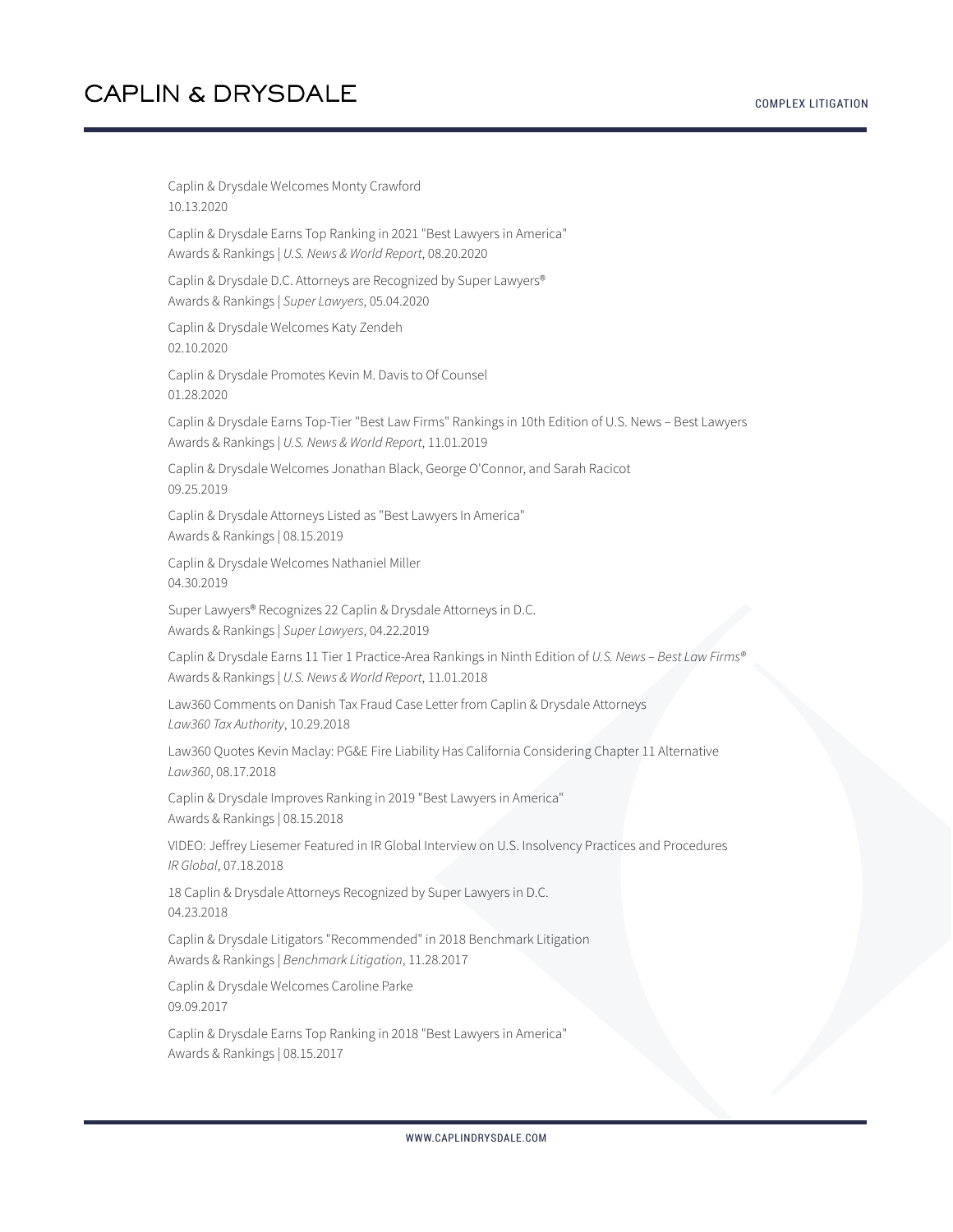Caplin & Drysdale Welcomes Monty Crawford
10.13.2020

Caplin & Drysdale Earns Top Ranking in 2021 "Best Lawyers in America"
Awards & Rankings | *U.S. News & World Report*, 08.20.2020

Caplin & Drysdale D.C. Attorneys are Recognized by Super Lawyers®
Awards & Rankings | *Super Lawyers*, 05.04.2020

Caplin & Drysdale Welcomes Katy Zendeh
02.10.2020

Caplin & Drysdale Promotes Kevin M. Davis to Of Counsel
01.28.2020

Caplin & Drysdale Earns Top-Tier "Best Law Firms" Rankings in 10th Edition of U.S. News – Best Lawyers
Awards & Rankings | *U.S. News & World Report*, 11.01.2019

Caplin & Drysdale Welcomes Jonathan Black, George O'Connor, and Sarah Racicot
09.25.2019

Caplin & Drysdale Attorneys Listed as "Best Lawyers In America"
Awards & Rankings | 08.15.2019

Caplin & Drysdale Welcomes Nathaniel Miller
04.30.2019

Super Lawyers® Recognizes 22 Caplin & Drysdale Attorneys in D.C.
Awards & Rankings | *Super Lawyers*, 04.22.2019

Caplin & Drysdale Earns 11 Tier 1 Practice-Area Rankings in Ninth Edition of *U.S. News – Best Law Firms®*
Awards & Rankings | *U.S. News & World Report*, 11.01.2018

Law360 Comments on Danish Tax Fraud Case Letter from Caplin & Drysdale Attorneys
*Law360 Tax Authority*, 10.29.2018

Law360 Quotes Kevin Maclay: PG&E Fire Liability Has California Considering Chapter 11 Alternative
*Law360*, 08.17.2018

Caplin & Drysdale Improves Ranking in 2019 "Best Lawyers in America"
Awards & Rankings | 08.15.2018

VIDEO: Jeffrey Liesemer Featured in IR Global Interview on U.S. Insolvency Practices and Procedures
*IR Global*, 07.18.2018

18 Caplin & Drysdale Attorneys Recognized by Super Lawyers in D.C.
04.23.2018

Caplin & Drysdale Litigators "Recommended" in 2018 Benchmark Litigation
Awards & Rankings | *Benchmark Litigation*, 11.28.2017

Caplin & Drysdale Welcomes Caroline Parke
09.09.2017

Caplin & Drysdale Earns Top Ranking in 2018 "Best Lawyers in America"
Awards & Rankings | 08.15.2017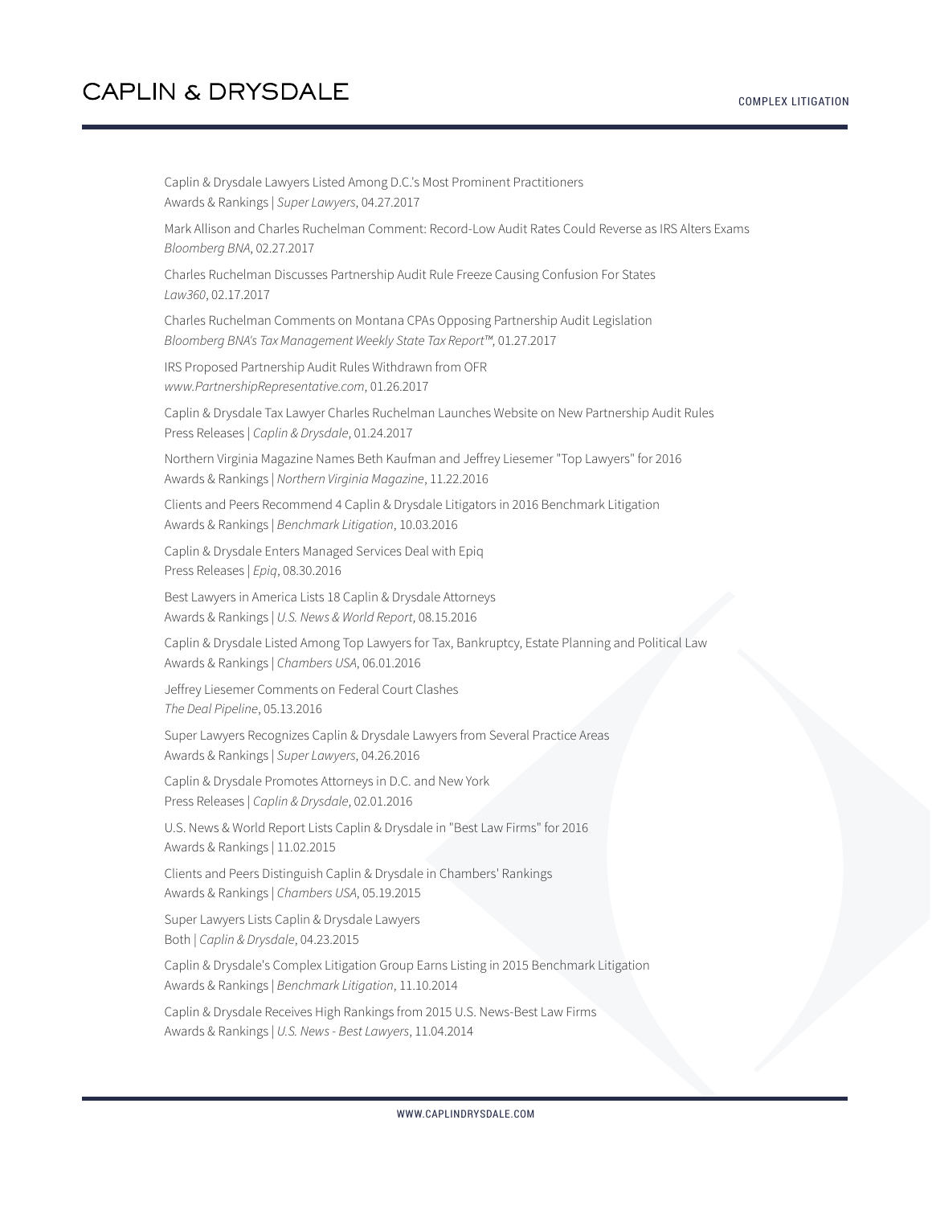Caplin & Drysdale Lawyers Listed Among D.C.'s Most Prominent Practitioners
Awards & Rankings | *Super Lawyers*, 04.27.2017

Mark Allison and Charles Ruchelman Comment: Record-Low Audit Rates Could Reverse as IRS Alters Exams
*Bloomberg BNA*, 02.27.2017

Charles Ruchelman Discusses Partnership Audit Rule Freeze Causing Confusion For States
*Law360*, 02.17.2017

Charles Ruchelman Comments on Montana CPAs Opposing Partnership Audit Legislation
*Bloomberg BNA's Tax Management Weekly State Tax Report™*, 01.27.2017

IRS Proposed Partnership Audit Rules Withdrawn from OFR
*www.PartnershipRepresentative.com*, 01.26.2017

Caplin & Drysdale Tax Lawyer Charles Ruchelman Launches Website on New Partnership Audit Rules
Press Releases | *Caplin & Drysdale*, 01.24.2017

Northern Virginia Magazine Names Beth Kaufman and Jeffrey Liesemer "Top Lawyers" for 2016
Awards & Rankings | *Northern Virginia Magazine*, 11.22.2016

Clients and Peers Recommend 4 Caplin & Drysdale Litigators in 2016 Benchmark Litigation
Awards & Rankings | *Benchmark Litigation*, 10.03.2016

Caplin & Drysdale Enters Managed Services Deal with Epiq
Press Releases | *Epiq*, 08.30.2016

Best Lawyers in America Lists 18 Caplin & Drysdale Attorneys
Awards & Rankings | *U.S. News & World Report*, 08.15.2016

Caplin & Drysdale Listed Among Top Lawyers for Tax, Bankruptcy, Estate Planning and Political Law
Awards & Rankings | *Chambers USA*, 06.01.2016

Jeffrey Liesemer Comments on Federal Court Clashes
*The Deal Pipeline*, 05.13.2016

Super Lawyers Recognizes Caplin & Drysdale Lawyers from Several Practice Areas
Awards & Rankings | *Super Lawyers*, 04.26.2016

Caplin & Drysdale Promotes Attorneys in D.C. and New York
Press Releases | *Caplin & Drysdale*, 02.01.2016

U.S. News & World Report Lists Caplin & Drysdale in "Best Law Firms" for 2016
Awards & Rankings | 11.02.2015

Clients and Peers Distinguish Caplin & Drysdale in Chambers' Rankings
Awards & Rankings | *Chambers USA*, 05.19.2015

Super Lawyers Lists Caplin & Drysdale Lawyers
Both | *Caplin & Drysdale*, 04.23.2015

Caplin & Drysdale's Complex Litigation Group Earns Listing in 2015 Benchmark Litigation
Awards & Rankings | *Benchmark Litigation*, 11.10.2014

Caplin & Drysdale Receives High Rankings from 2015 U.S. News-Best Law Firms
Awards & Rankings | *U.S. News - Best Lawyers*, 11.04.2014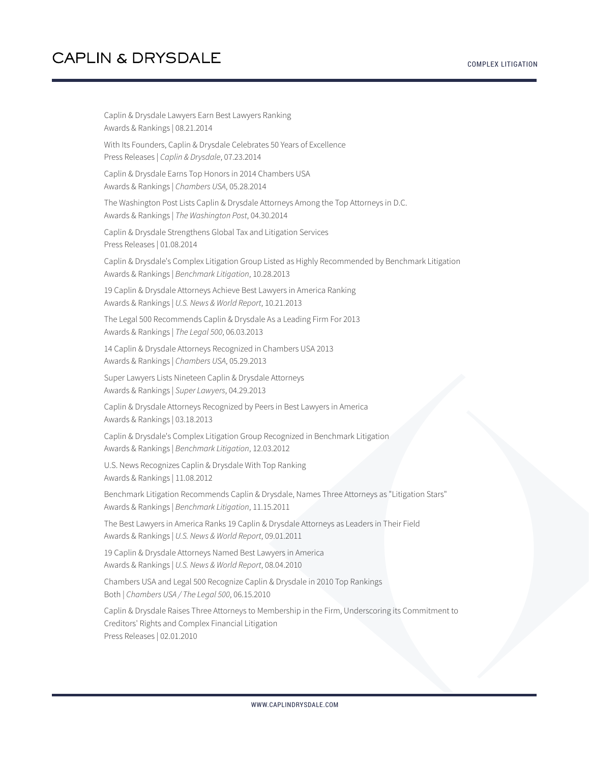Caplin & Drysdale Lawyers Earn Best Lawyers Ranking
Awards & Rankings | 08.21.2014

With Its Founders, Caplin & Drysdale Celebrates 50 Years of Excellence
Press Releases | *Caplin & Drysdale*, 07.23.2014

Caplin & Drysdale Earns Top Honors in 2014 Chambers USA
Awards & Rankings | *Chambers USA*, 05.28.2014

The Washington Post Lists Caplin & Drysdale Attorneys Among the Top Attorneys in D.C.
Awards & Rankings | *The Washington Post*, 04.30.2014

Caplin & Drysdale Strengthens Global Tax and Litigation Services
Press Releases | 01.08.2014

Caplin & Drysdale's Complex Litigation Group Listed as Highly Recommended by Benchmark Litigation
Awards & Rankings | *Benchmark Litigation*, 10.28.2013

19 Caplin & Drysdale Attorneys Achieve Best Lawyers in America Ranking
Awards & Rankings | *U.S. News & World Report*, 10.21.2013

The Legal 500 Recommends Caplin & Drysdale As a Leading Firm For 2013
Awards & Rankings | *The Legal 500*, 06.03.2013

14 Caplin & Drysdale Attorneys Recognized in Chambers USA 2013
Awards & Rankings | *Chambers USA*, 05.29.2013

Super Lawyers Lists Nineteen Caplin & Drysdale Attorneys
Awards & Rankings | *Super Lawyers*, 04.29.2013

Caplin & Drysdale Attorneys Recognized by Peers in Best Lawyers in America
Awards & Rankings | 03.18.2013

Caplin & Drysdale's Complex Litigation Group Recognized in Benchmark Litigation
Awards & Rankings | *Benchmark Litigation*, 12.03.2012

U.S. News Recognizes Caplin & Drysdale With Top Ranking
Awards & Rankings | 11.08.2012

Benchmark Litigation Recommends Caplin & Drysdale, Names Three Attorneys as "Litigation Stars"
Awards & Rankings | *Benchmark Litigation*, 11.15.2011

The Best Lawyers in America Ranks 19 Caplin & Drysdale Attorneys as Leaders in Their Field
Awards & Rankings | *U.S. News & World Report*, 09.01.2011

19 Caplin & Drysdale Attorneys Named Best Lawyers in America
Awards & Rankings | *U.S. News & World Report*, 08.04.2010

Chambers USA and Legal 500 Recognize Caplin & Drysdale in 2010 Top Rankings
Both | *Chambers USA / The Legal 500*, 06.15.2010

Caplin & Drysdale Raises Three Attorneys to Membership in the Firm, Underscoring its Commitment to Creditors' Rights and Complex Financial Litigation
Press Releases | 02.01.2010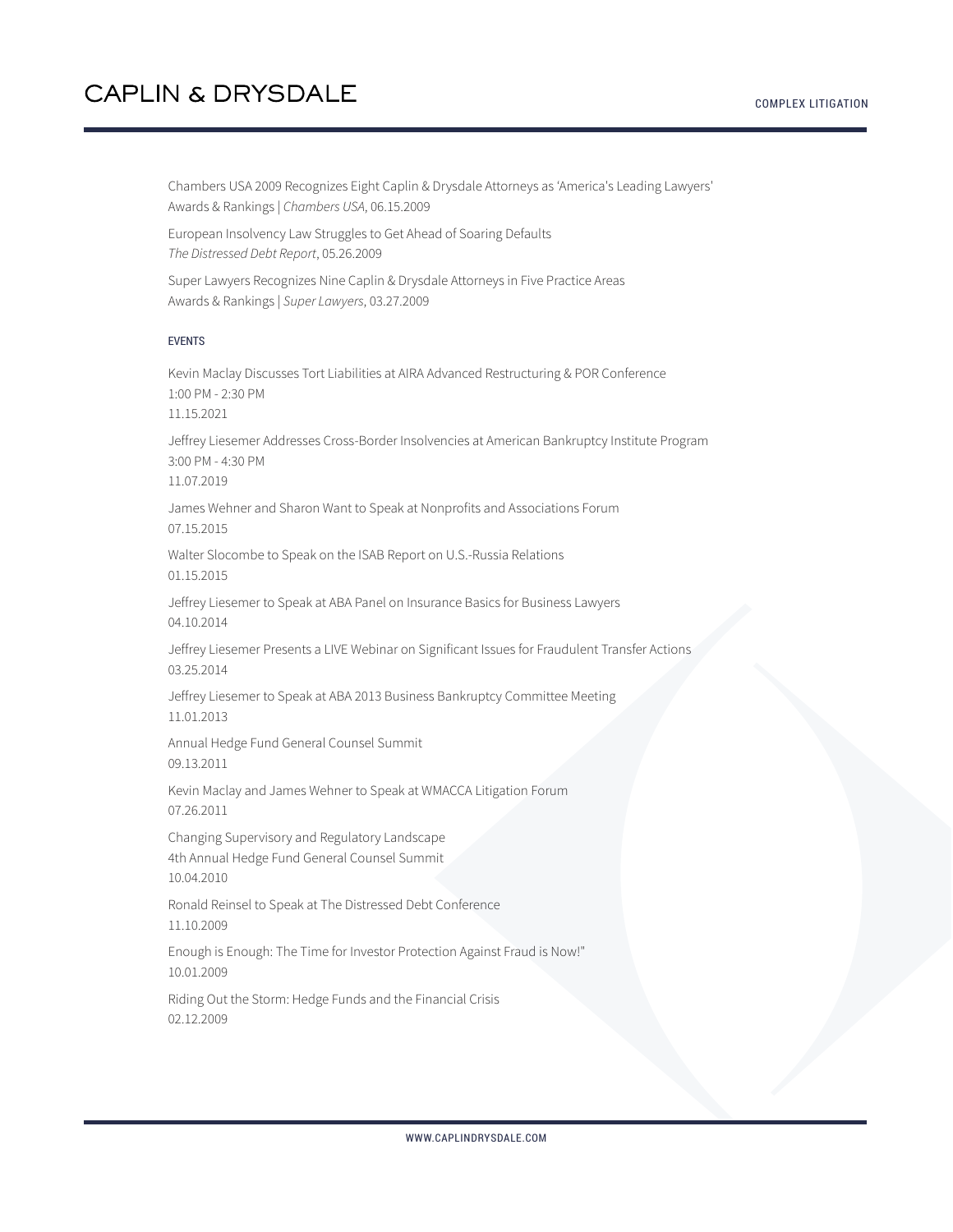Chambers USA 2009 Recognizes Eight Caplin & Drysdale Attorneys as 'America's Leading Lawyers'
Awards & Rankings | *Chambers USA*, 06.15.2009

European Insolvency Law Struggles to Get Ahead of Soaring Defaults
*The Distressed Debt Report*, 05.26.2009

Super Lawyers Recognizes Nine Caplin & Drysdale Attorneys in Five Practice Areas
Awards & Rankings | *Super Lawyers*, 03.27.2009

#### EVENTS

Kevin Maclay Discusses Tort Liabilities at AIRA Advanced Restructuring & POR Conference
1:00 PM - 2:30 PM
11.15.2021

Jeffrey Liesemer Addresses Cross-Border Insolvencies at American Bankruptcy Institute Program
3:00 PM - 4:30 PM
11.07.2019

James Wehner and Sharon Want to Speak at Nonprofits and Associations Forum
07.15.2015

Walter Slocombe to Speak on the ISAB Report on U.S.-Russia Relations
01.15.2015

Jeffrey Liesemer to Speak at ABA Panel on Insurance Basics for Business Lawyers
04.10.2014

Jeffrey Liesemer Presents a LIVE Webinar on Significant Issues for Fraudulent Transfer Actions
03.25.2014

Jeffrey Liesemer to Speak at ABA 2013 Business Bankruptcy Committee Meeting
11.01.2013

Annual Hedge Fund General Counsel Summit
09.13.2011

Kevin Maclay and James Wehner to Speak at WMACCA Litigation Forum
07.26.2011

Changing Supervisory and Regulatory Landscape
4th Annual Hedge Fund General Counsel Summit
10.04.2010

Ronald Reinsel to Speak at The Distressed Debt Conference
11.10.2009

Enough is Enough: The Time for Investor Protection Against Fraud is Now!"
10.01.2009

Riding Out the Storm: Hedge Funds and the Financial Crisis
02.12.2009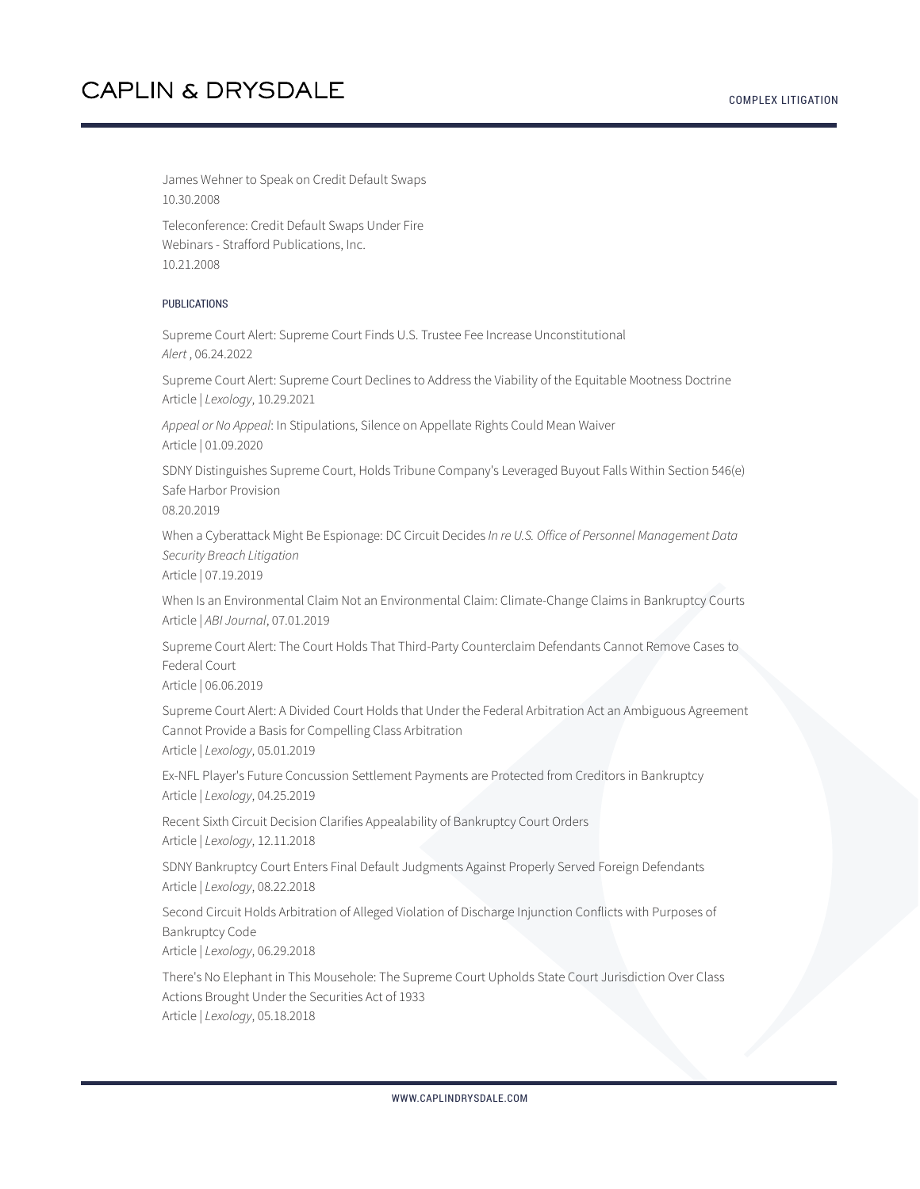James Wehner to Speak on Credit Default Swaps
10.30.2008

Teleconference: Credit Default Swaps Under Fire
Webinars - Strafford Publications, Inc.
10.21.2008

#### PUBLICATIONS

Supreme Court Alert: Supreme Court Finds U.S. Trustee Fee Increase Unconstitutional
*Alert* , 06.24.2022

Supreme Court Alert: Supreme Court Declines to Address the Viability of the Equitable Mootness Doctrine
Article | *Lexology*, 10.29.2021

*Appeal or No Appeal*: In Stipulations, Silence on Appellate Rights Could Mean Waiver
Article | 01.09.2020

SDNY Distinguishes Supreme Court, Holds Tribune Company's Leveraged Buyout Falls Within Section 546(e) Safe Harbor Provision
08.20.2019

When a Cyberattack Might Be Espionage: DC Circuit Decides *In re U.S. Office of Personnel Management Data Security Breach Litigation*
Article | 07.19.2019

When Is an Environmental Claim Not an Environmental Claim: Climate-Change Claims in Bankruptcy Courts
Article | *ABI Journal*, 07.01.2019

Supreme Court Alert: The Court Holds That Third-Party Counterclaim Defendants Cannot Remove Cases to Federal Court
Article | 06.06.2019

Supreme Court Alert: A Divided Court Holds that Under the Federal Arbitration Act an Ambiguous Agreement Cannot Provide a Basis for Compelling Class Arbitration
Article | *Lexology*, 05.01.2019

Ex-NFL Player's Future Concussion Settlement Payments are Protected from Creditors in Bankruptcy
Article | *Lexology*, 04.25.2019

Recent Sixth Circuit Decision Clarifies Appealability of Bankruptcy Court Orders
Article | *Lexology*, 12.11.2018

SDNY Bankruptcy Court Enters Final Default Judgments Against Properly Served Foreign Defendants
Article | *Lexology*, 08.22.2018

Second Circuit Holds Arbitration of Alleged Violation of Discharge Injunction Conflicts with Purposes of Bankruptcy Code
Article | *Lexology*, 06.29.2018

There's No Elephant in This Mousehole: The Supreme Court Upholds State Court Jurisdiction Over Class Actions Brought Under the Securities Act of 1933
Article | *Lexology*, 05.18.2018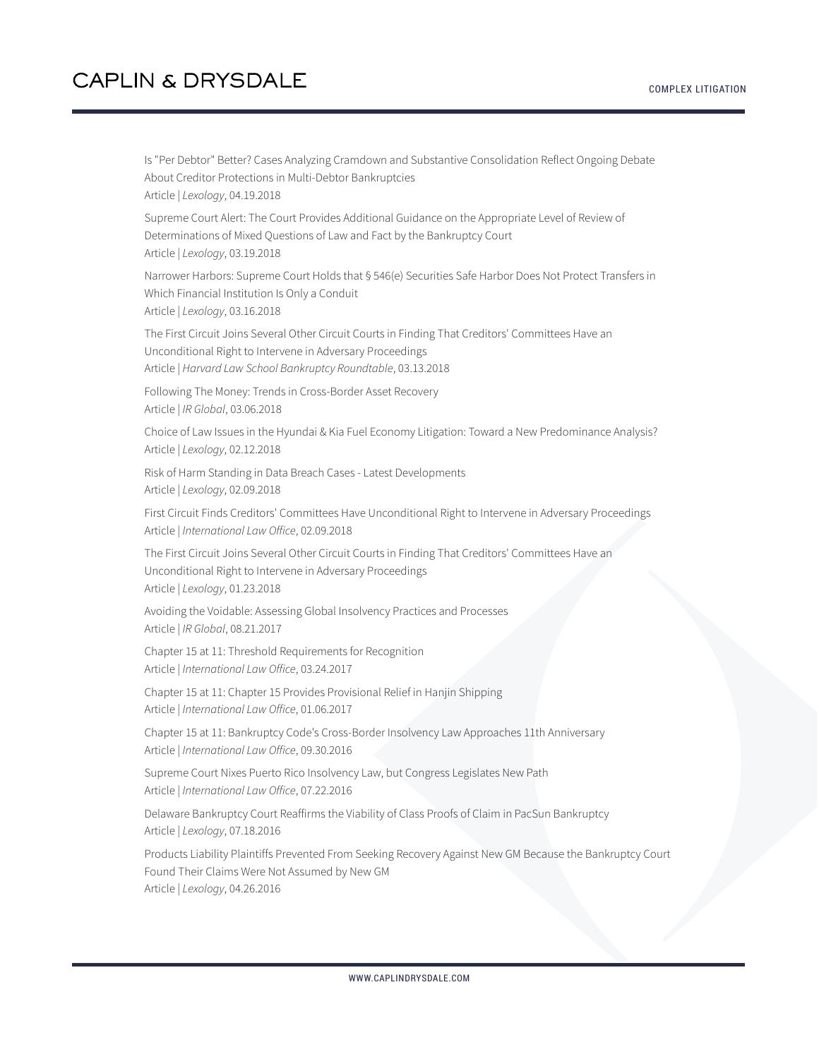Is "Per Debtor" Better? Cases Analyzing Cramdown and Substantive Consolidation Reflect Ongoing Debate About Creditor Protections in Multi-Debtor Bankruptcies
Article | *Lexology*, 04.19.2018

Supreme Court Alert: The Court Provides Additional Guidance on the Appropriate Level of Review of Determinations of Mixed Questions of Law and Fact by the Bankruptcy Court
Article | *Lexology*, 03.19.2018

Narrower Harbors: Supreme Court Holds that § 546(e) Securities Safe Harbor Does Not Protect Transfers in Which Financial Institution Is Only a Conduit
Article | *Lexology*, 03.16.2018

The First Circuit Joins Several Other Circuit Courts in Finding That Creditors' Committees Have an Unconditional Right to Intervene in Adversary Proceedings
Article | *Harvard Law School Bankruptcy Roundtable*, 03.13.2018

Following The Money: Trends in Cross-Border Asset Recovery
Article | *IR Global*, 03.06.2018

Choice of Law Issues in the Hyundai & Kia Fuel Economy Litigation: Toward a New Predominance Analysis?
Article | *Lexology*, 02.12.2018

Risk of Harm Standing in Data Breach Cases - Latest Developments
Article | *Lexology*, 02.09.2018

First Circuit Finds Creditors' Committees Have Unconditional Right to Intervene in Adversary Proceedings
Article | *International Law Office*, 02.09.2018

The First Circuit Joins Several Other Circuit Courts in Finding That Creditors' Committees Have an Unconditional Right to Intervene in Adversary Proceedings
Article | *Lexology*, 01.23.2018

Avoiding the Voidable: Assessing Global Insolvency Practices and Processes
Article | *IR Global*, 08.21.2017

Chapter 15 at 11: Threshold Requirements for Recognition
Article | *International Law Office*, 03.24.2017

Chapter 15 at 11: Chapter 15 Provides Provisional Relief in Hanjin Shipping
Article | *International Law Office*, 01.06.2017

Chapter 15 at 11: Bankruptcy Code's Cross-Border Insolvency Law Approaches 11th Anniversary
Article | *International Law Office*, 09.30.2016

Supreme Court Nixes Puerto Rico Insolvency Law, but Congress Legislates New Path
Article | *International Law Office*, 07.22.2016

Delaware Bankruptcy Court Reaffirms the Viability of Class Proofs of Claim in PacSun Bankruptcy
Article | *Lexology*, 07.18.2016

Products Liability Plaintiffs Prevented From Seeking Recovery Against New GM Because the Bankruptcy Court Found Their Claims Were Not Assumed by New GM
Article | *Lexology*, 04.26.2016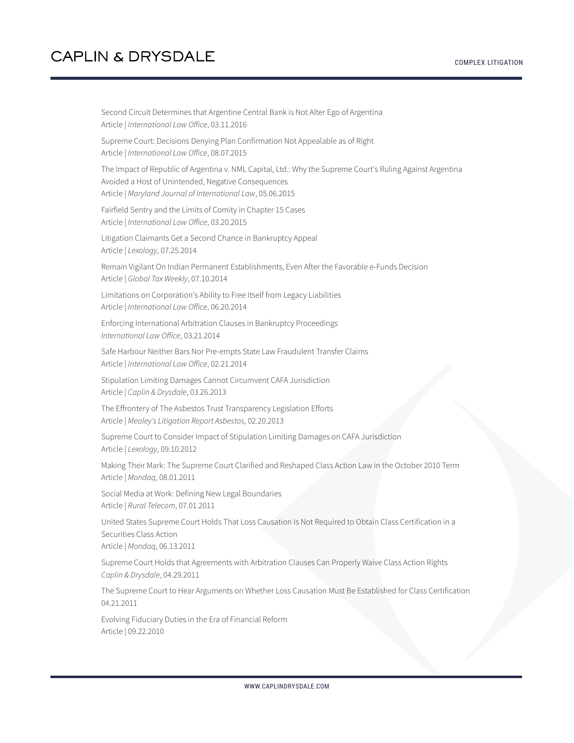Second Circuit Determines that Argentine Central Bank is Not Alter Ego of Argentina
Article | *International Law Office*, 03.11.2016

Supreme Court: Decisions Denying Plan Confirmation Not Appealable as of Right
Article | *International Law Office*, 08.07.2015

The Impact of Republic of Argentina v. NML Capital, Ltd.: Why the Supreme Court's Ruling Against Argentina Avoided a Host of Unintended, Negative Consequences
Article | *Maryland Journal of International Law*, 05.06.2015

Fairfield Sentry and the Limits of Comity in Chapter 15 Cases
Article | *International Law Office*, 03.20.2015

Litigation Claimants Get a Second Chance in Bankruptcy Appeal
Article | *Lexology*, 07.25.2014

Remain Vigilant On Indian Permanent Establishments, Even After the Favorable e-Funds Decision
Article | *Global Tax Weekly*, 07.10.2014

Limitations on Corporation's Ability to Free Itself from Legacy Liabilities
Article | *International Law Office*, 06.20.2014

Enforcing International Arbitration Clauses in Bankruptcy Proceedings
*International Law Office*, 03.21.2014

Safe Harbour Neither Bars Nor Pre-empts State Law Fraudulent Transfer Claims
Article | *International Law Office*, 02.21.2014

Stipulation Limiting Damages Cannot Circumvent CAFA Jurisdiction
Article | *Caplin & Drysdale*, 03.26.2013

The Effrontery of The Asbestos Trust Transparency Legislation Efforts
Article | *Mealey's Litigation Report Asbestos*, 02.20.2013

Supreme Court to Consider Impact of Stipulation Limiting Damages on CAFA Jurisdiction
Article | *Lexology*, 09.10.2012

Making Their Mark: The Supreme Court Clarified and Reshaped Class Action Law in the October 2010 Term
Article | *Mondaq*, 08.01.2011

Social Media at Work: Defining New Legal Boundaries
Article | *Rural Telecom*, 07.01.2011

United States Supreme Court Holds That Loss Causation Is Not Required to Obtain Class Certification in a Securities Class Action
Article | *Mondaq*, 06.13.2011

Supreme Court Holds that Agreements with Arbitration Clauses Can Properly Waive Class Action Rights
*Caplin & Drysdale*, 04.29.2011

The Supreme Court to Hear Arguments on Whether Loss Causation Must Be Established for Class Certification
04.21.2011

Evolving Fiduciary Duties in the Era of Financial Reform
Article | 09.22.2010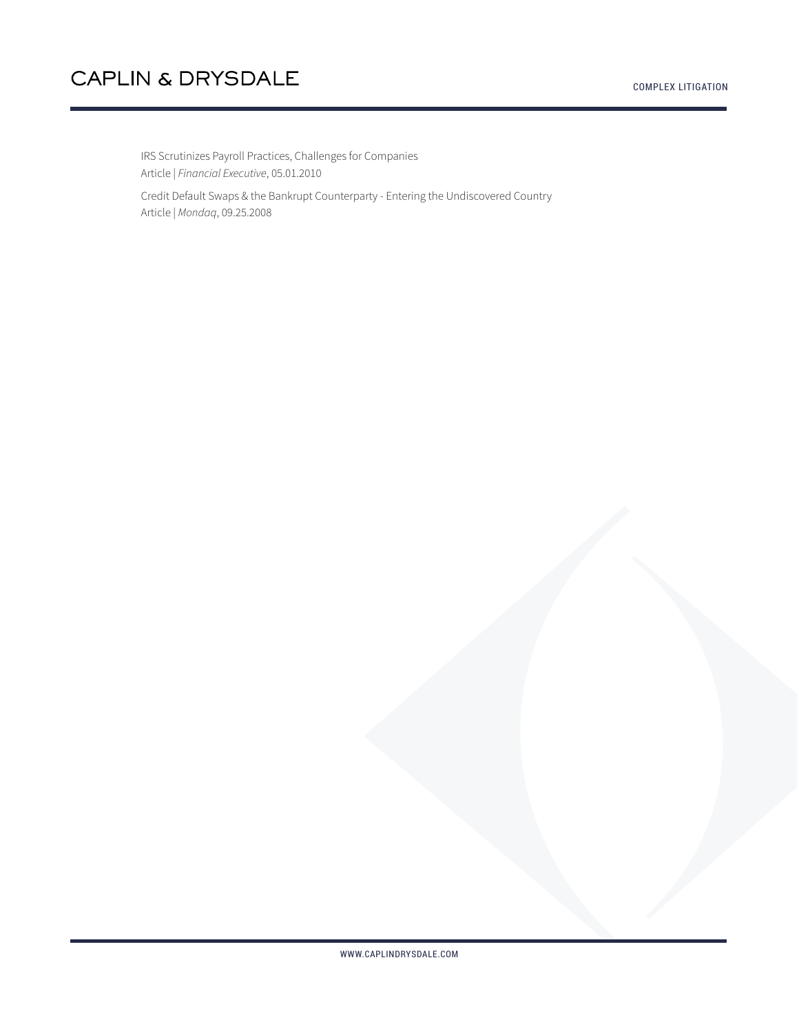IRS Scrutinizes Payroll Practices, Challenges for Companies
Article | *Financial Executive*, 05.01.2010

Credit Default Swaps & the Bankrupt Counterparty - Entering the Undiscovered Country
Article | *Mondaq*, 09.25.2008